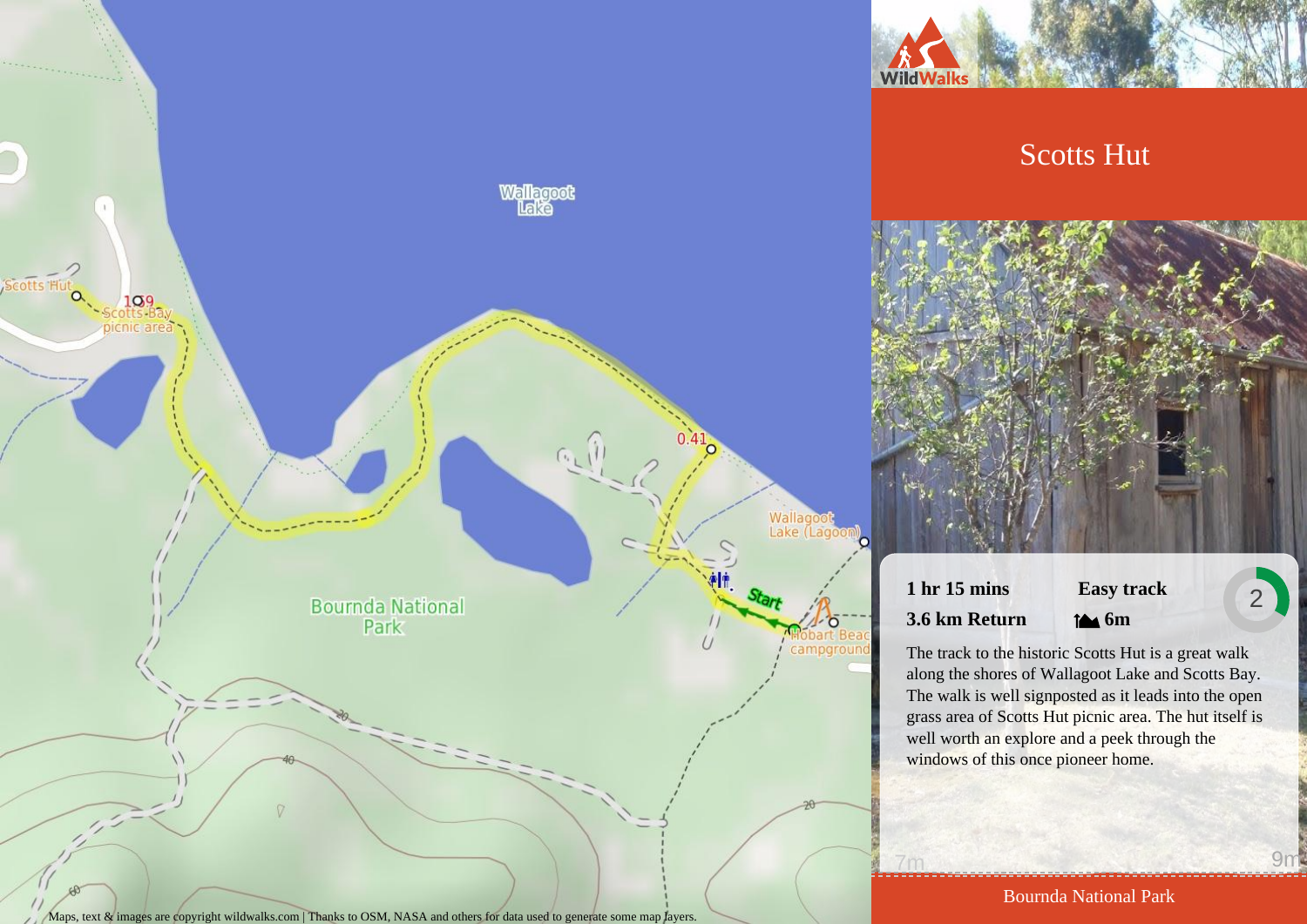# Scotts Hut

**1 hr 15 mins** **Easy track**

**3.6 km Return** **6m**

The track to the historic Scotts Hut is a great walk along the shores of Wallagoot Lake and Scotts Bay. The walk is well signposted as it leads into the open grass area of Scotts Hut picnic area. The hut itself is well worth an explore and a peek through the windows of this once pioneer home.

Bournda National Park

Maps, text & images are copyright wildwalks.com | Thanks to OSM, NASA and others for data used to generate some map layers.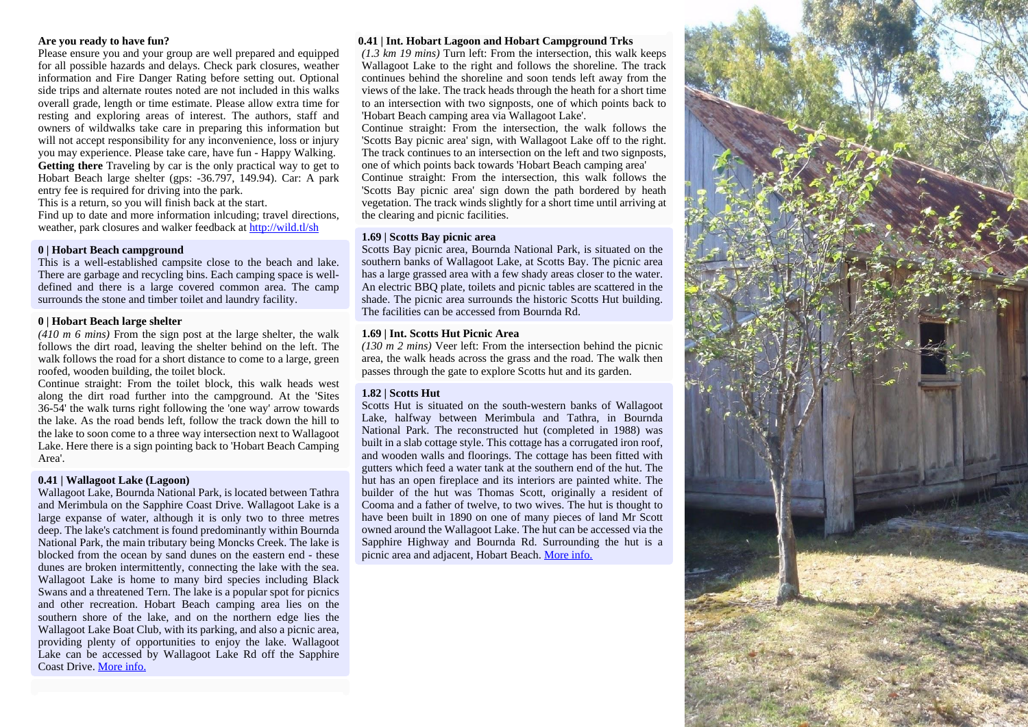**Are you ready to have fun?**
Please ensure you and your group are well prepared and equipped for all possible hazards and delays. Check park closures, weather information and Fire Danger Rating before setting out. Optional side trips and alternate routes noted are not included in this walks overall grade, length or time estimate. Please allow extra time for resting and exploring areas of interest. The authors, staff and owners of wildwalks take care in preparing this information but will not accept responsibility for any inconvenience, loss or injury you may experience. Please take care, have fun - Happy Walking.

**Getting there** Traveling by car is the only practical way to get to Hobart Beach large shelter (gps: -36.797, 149.94). Car: A park entry fee is required for driving into the park.

This is a return, so you will finish back at the start.

Find up to date and more information inlcuding; travel directions, weather, park closures and walker feedback at http://wild.tl/sh

### 0 | Hobart Beach campground

This is a well-established campsite close to the beach and lake. There are garbage and recycling bins. Each camping space is well-defined and there is a large covered common area. The camp surrounds the stone and timber toilet and laundry facility.

### 0 | Hobart Beach large shelter

*(410 m 6 mins)* From the sign post at the large shelter, the walk follows the dirt road, leaving the shelter behind on the left. The walk follows the road for a short distance to come to a large, green roofed, wooden building, the toilet block.

Continue straight: From the toilet block, this walk heads west along the dirt road further into the campground. At the 'Sites 36-54' the walk turns right following the 'one way' arrow towards the lake. As the road bends left, follow the track down the hill to the lake to soon come to a three way intersection next to Wallagoot Lake. Here there is a sign pointing back to 'Hobart Beach Camping Area'.

### 0.41 | Wallagoot Lake (Lagoon)

Wallagoot Lake, Bournda National Park, is located between Tathra and Merimbula on the Sapphire Coast Drive. Wallagoot Lake is a large expanse of water, although it is only two to three metres deep. The lake's catchment is found predominantly within Bournda National Park, the main tributary being Moncks Creek. The lake is blocked from the ocean by sand dunes on the eastern end - these dunes are broken intermittently, connecting the lake with the sea. Wallagoot Lake is home to many bird species including Black Swans and a threatened Tern. The lake is a popular spot for picnics and other recreation. Hobart Beach camping area lies on the southern shore of the lake, and on the northern edge lies the Wallagoot Lake Boat Club, with its parking, and also a picnic area, providing plenty of opportunities to enjoy the lake. Wallagoot Lake can be accessed by Wallagoot Lake Rd off the Sapphire Coast Drive. More info.

### 0.41 | Int. Hobart Lagoon and Hobart Campground Trks

*(1.3 km 19 mins)* Turn left: From the intersection, this walk keeps Wallagoot Lake to the right and follows the shoreline. The track continues behind the shoreline and soon tends left away from the views of the lake. The track heads through the heath for a short time to an intersection with two signposts, one of which points back to 'Hobart Beach camping area via Wallagoot Lake'.

Continue straight: From the intersection, the walk follows the 'Scotts Bay picnic area' sign, with Wallagoot Lake off to the right. The track continues to an intersection on the left and two signposts, one of which points back towards 'Hobart Beach camping area'

Continue straight: From the intersection, this walk follows the 'Scotts Bay picnic area' sign down the path bordered by heath vegetation. The track winds slightly for a short time until arriving at the clearing and picnic facilities.

### 1.69 | Scotts Bay picnic area

Scotts Bay picnic area, Bournda National Park, is situated on the southern banks of Wallagoot Lake, at Scotts Bay. The picnic area has a large grassed area with a few shady areas closer to the water. An electric BBQ plate, toilets and picnic tables are scattered in the shade. The picnic area surrounds the historic Scotts Hut building. The facilities can be accessed from Bournda Rd.

### 1.69 | Int. Scotts Hut Picnic Area

*(130 m 2 mins)* Veer left: From the intersection behind the picnic area, the walk heads across the grass and the road. The walk then passes through the gate to explore Scotts hut and its garden.

### 1.82 | Scotts Hut

Scotts Hut is situated on the south-western banks of Wallagoot Lake, halfway between Merimbula and Tathra, in Bournda National Park. The reconstructed hut (completed in 1988) was built in a slab cottage style. This cottage has a corrugated iron roof, and wooden walls and floorings. The cottage has been fitted with gutters which feed a water tank at the southern end of the hut. The hut has an open fireplace and its interiors are painted white. The builder of the hut was Thomas Scott, originally a resident of Cooma and a father of twelve, to two wives. The hut is thought to have been built in 1890 on one of many pieces of land Mr Scott owned around the Wallagoot Lake. The hut can be accessed via the Sapphire Highway and Bournda Rd. Surrounding the hut is a picnic area and adjacent, Hobart Beach. More info.